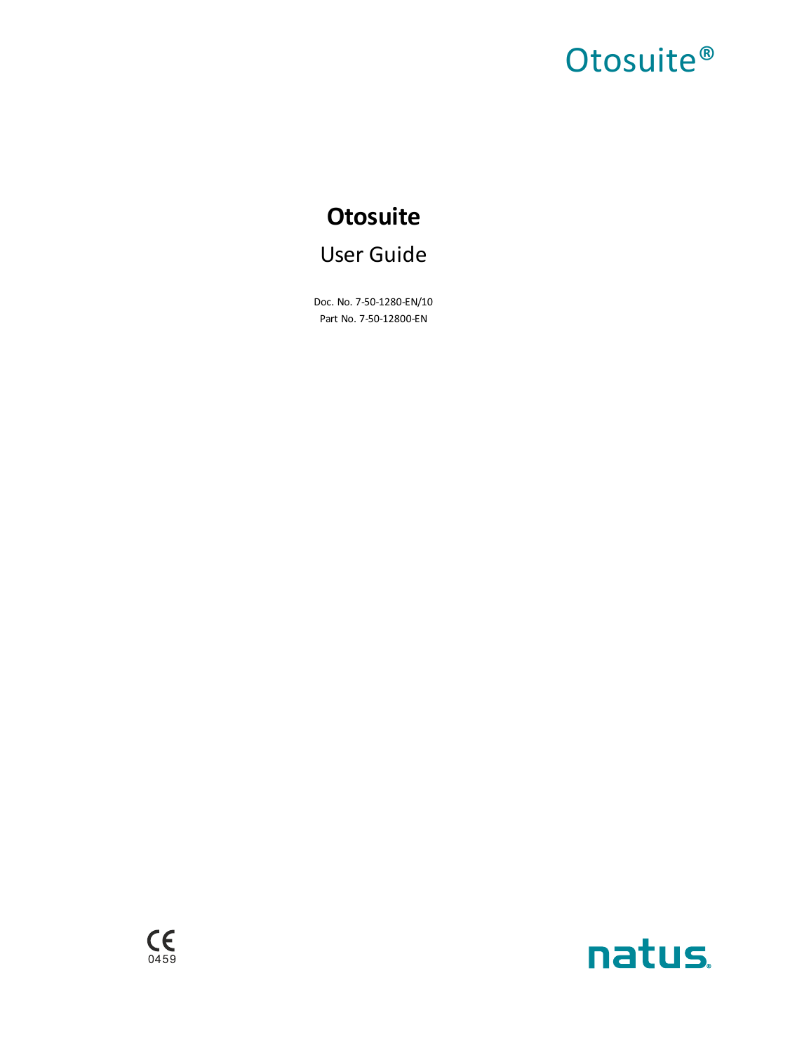Otosuite®

# Otosuite

## User Guide

Doc. No. 7-50-1280-EN/10

Part No. 7-50-12800-EN

CE 0459

natus.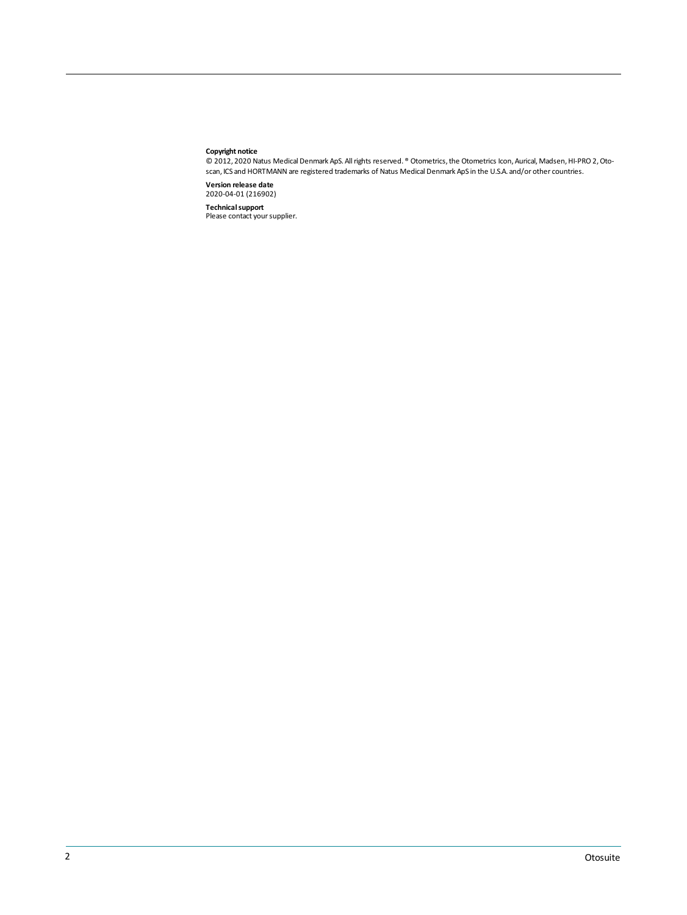**Copyright notice**

© 2012, 2020 Natus Medical Denmark ApS. All rights reserved. ® Otometrics, the Otometrics Icon, Aurical, Madsen, HI-PRO 2, Otoscan, ICS and HORTMANN are registered trademarks of Natus Medical Denmark ApS in the U.S.A. and/or other countries.

**Version release date**

2020-04-01 (216902)

**Technical support**

Please contact your supplier.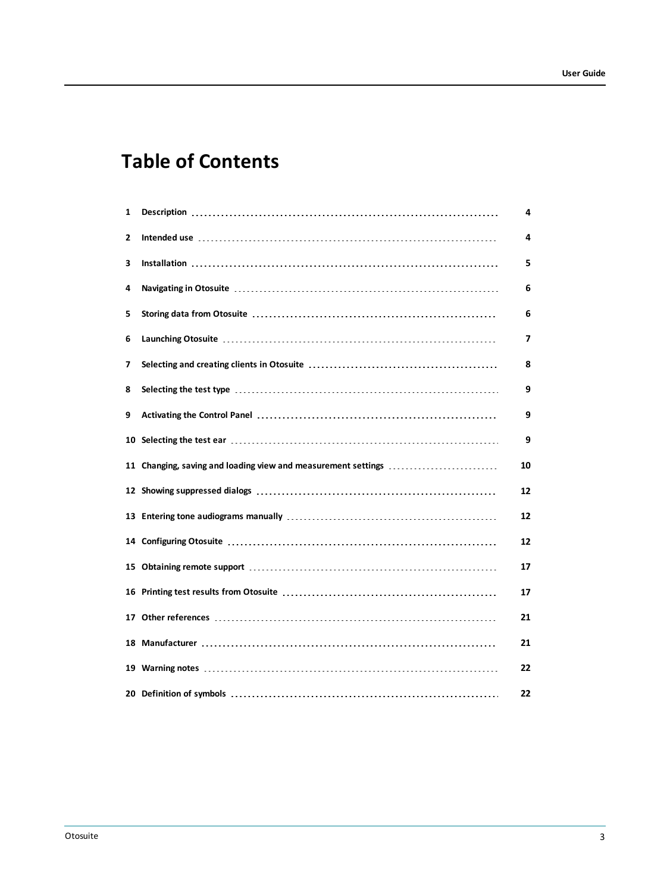# Table of Contents

| | | |
|---|---|---|
| 1 | Description | 4 |
| 2 | Intended use | 4 |
| 3 | Installation | 5 |
| 4 | Navigating in Otosuite | 6 |
| 5 | Storing data from Otosuite | 6 |
| 6 | Launching Otosuite | 7 |
| 7 | Selecting and creating clients in Otosuite | 8 |
| 8 | Selecting the test type | 9 |
| 9 | Activating the Control Panel | 9 |
| 10 | Selecting the test ear | 9 |
| 11 | Changing, saving and loading view and measurement settings | 10 |
| 12 | Showing suppressed dialogs | 12 |
| 13 | Entering tone audiograms manually | 12 |
| 14 | Configuring Otosuite | 12 |
| 15 | Obtaining remote support | 17 |
| 16 | Printing test results from Otosuite | 17 |
| 17 | Other references | 21 |
| 18 | Manufacturer | 21 |
| 19 | Warning notes | 22 |
| 20 | Definition of symbols | 22 |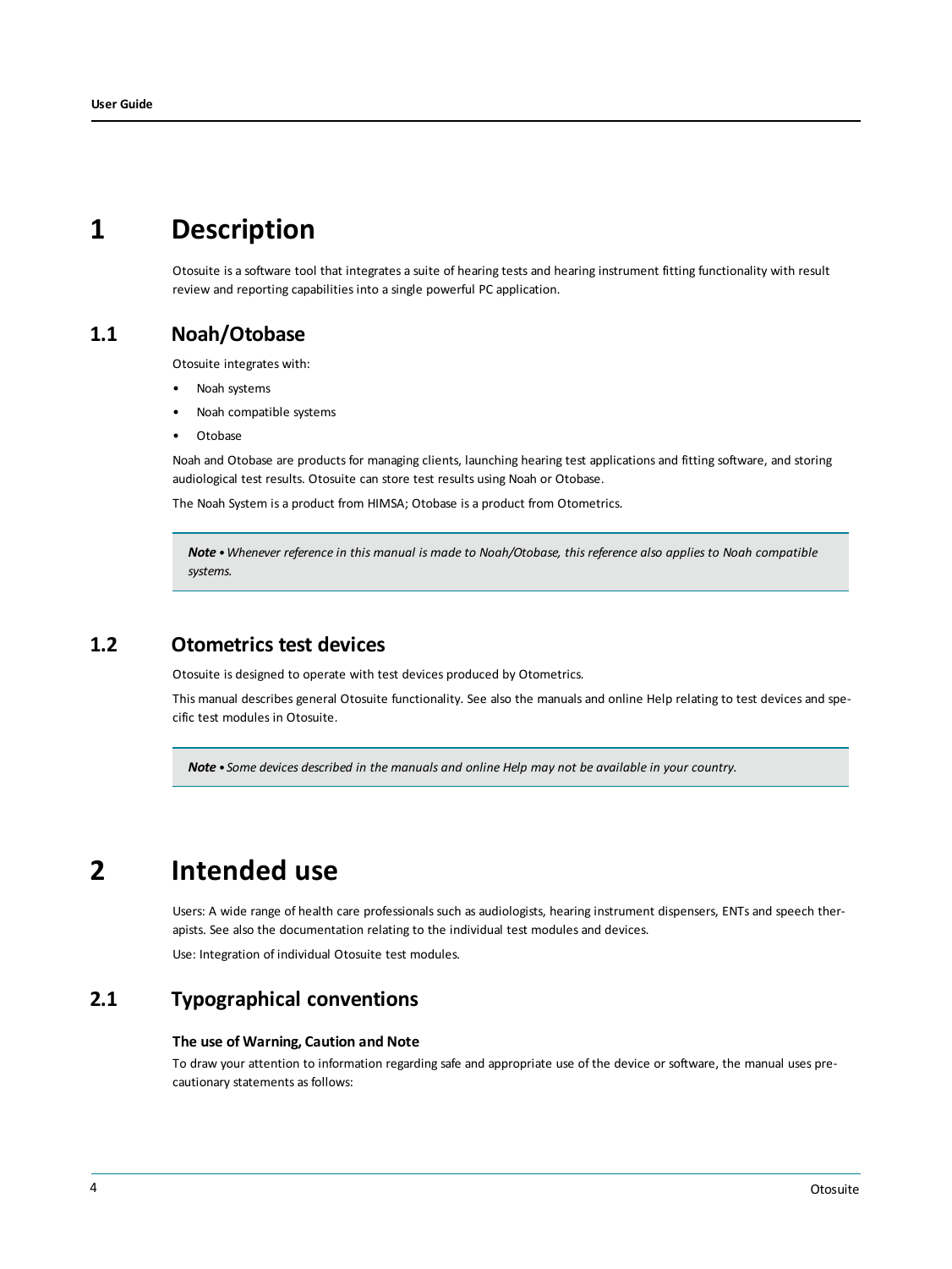# 1 Description

Otosuite is a software tool that integrates a suite of hearing tests and hearing instrument fitting functionality with result review and reporting capabilities into a single powerful PC application.

## 1.1 Noah/Otobase

Otosuite integrates with:

- Noah systems
- Noah compatible systems
- Otobase

Noah and Otobase are products for managing clients, launching hearing test applications and fitting software, and storing audiological test results. Otosuite can store test results using Noah or Otobase.

The Noah System is a product from HIMSA; Otobase is a product from Otometrics.

> ***Note •*** *Whenever reference in this manual is made to Noah/Otobase, this reference also applies to Noah compatible systems.*

## 1.2 Otometrics test devices

Otosuite is designed to operate with test devices produced by Otometrics.

This manual describes general Otosuite functionality. See also the manuals and online Help relating to test devices and specific test modules in Otosuite.

> ***Note •*** *Some devices described in the manuals and online Help may not be available in your country.*

# 2 Intended use

Users: A wide range of health care professionals such as audiologists, hearing instrument dispensers, ENTs and speech therapists. See also the documentation relating to the individual test modules and devices.

Use: Integration of individual Otosuite test modules.

## 2.1 Typographical conventions

### The use of Warning, Caution and Note

To draw your attention to information regarding safe and appropriate use of the device or software, the manual uses precautionary statements as follows: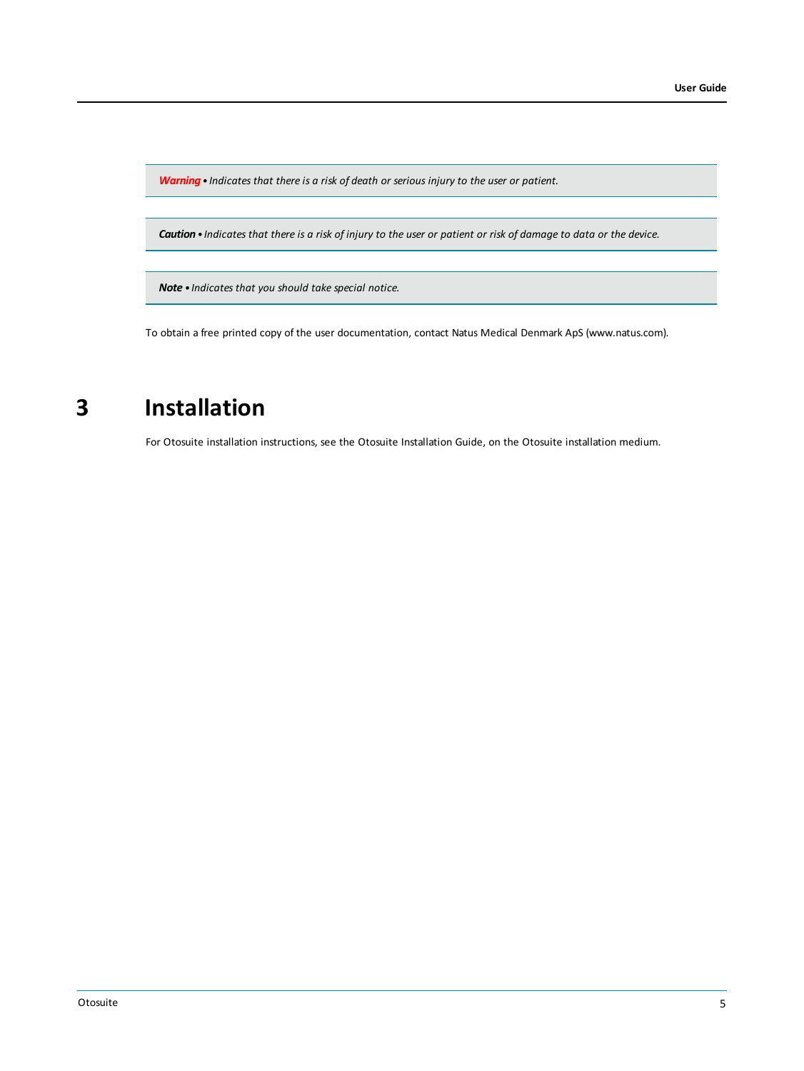***Warning*** • *Indicates that there is a risk of death or serious injury to the user or patient.*

***Caution*** • *Indicates that there is a risk of injury to the user or patient or risk of damage to data or the device.*

***Note*** • *Indicates that you should take special notice.*

To obtain a free printed copy of the user documentation, contact Natus Medical Denmark ApS (www.natus.com).

# 3 Installation

For Otosuite installation instructions, see the Otosuite Installation Guide, on the Otosuite installation medium.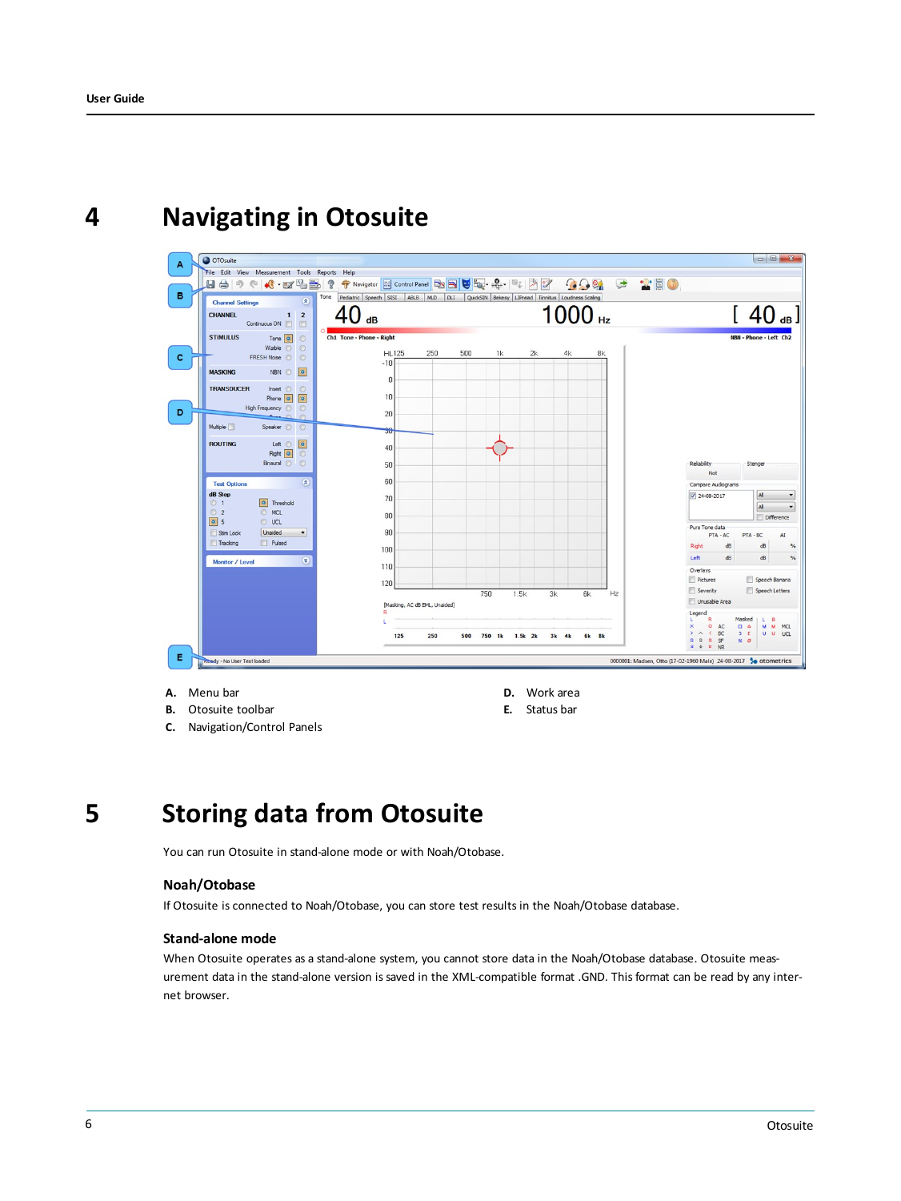# 4 Navigating in Otosuite

A. Menu bar
B. Otosuite toolbar
C. Navigation/Control Panels
D. Work area
E. Status bar

# 5 Storing data from Otosuite

You can run Otosuite in stand-alone mode or with Noah/Otobase.

### Noah/Otobase

If Otosuite is connected to Noah/Otobase, you can store test results in the Noah/Otobase database.

### Stand-alone mode

When Otosuite operates as a stand-alone system, you cannot store data in the Noah/Otobase database. Otosuite measurement data in the stand-alone version is saved in the XML-compatible format .GND. This format can be read by any internet browser.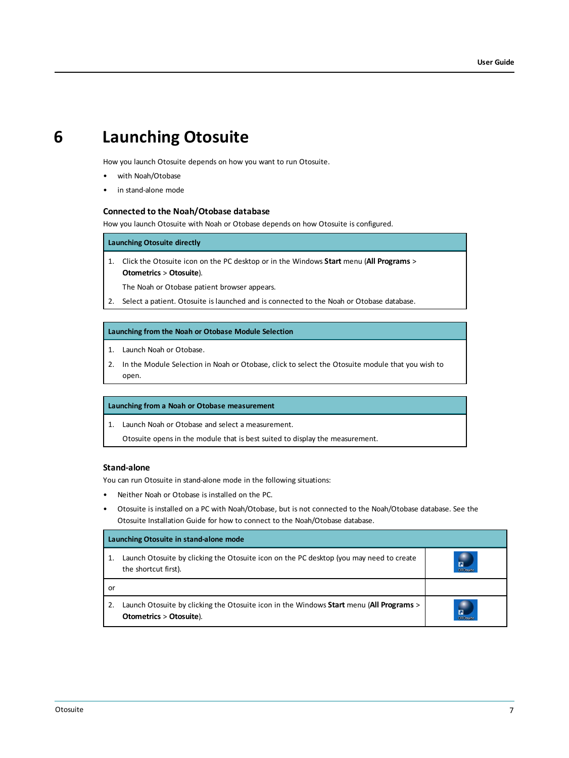# 6 Launching Otosuite

How you launch Otosuite depends on how you want to run Otosuite.

- with Noah/Otobase
- in stand-alone mode

### Connected to the Noah/Otobase database

How you launch Otosuite with Noah or Otobase depends on how Otosuite is configured.

| Launching Otosuite directly |
|---|
| 1. Click the Otosuite icon on the PC desktop or in the Windows **Start** menu (**All Programs** > **Otometrics** > **Otosuite**).<br>The Noah or Otobase patient browser appears.<br>2. Select a patient. Otosuite is launched and is connected to the Noah or Otobase database. |

| Launching from the Noah or Otobase Module Selection |
|---|
| 1. Launch Noah or Otobase.<br>2. In the Module Selection in Noah or Otobase, click to select the Otosuite module that you wish to open. |

| Launching from a Noah or Otobase measurement |
|---|
| 1. Launch Noah or Otobase and select a measurement.<br>Otosuite opens in the module that is best suited to display the measurement. |

### Stand-alone

You can run Otosuite in stand-alone mode in the following situations:

- Neither Noah or Otobase is installed on the PC.
- Otosuite is installed on a PC with Noah/Otobase, but is not connected to the Noah/Otobase database. See the Otosuite Installation Guide for how to connect to the Noah/Otobase database.

| Launching Otosuite in stand-alone mode | |
|---|---|
| 1. Launch Otosuite by clicking the Otosuite icon on the PC desktop (you may need to create the shortcut first). | OTOsuite |
| or | |
| 2. Launch Otosuite by clicking the Otosuite icon in the Windows **Start** menu (**All Programs** > **Otometrics** > **Otosuite**). | OTOsuite |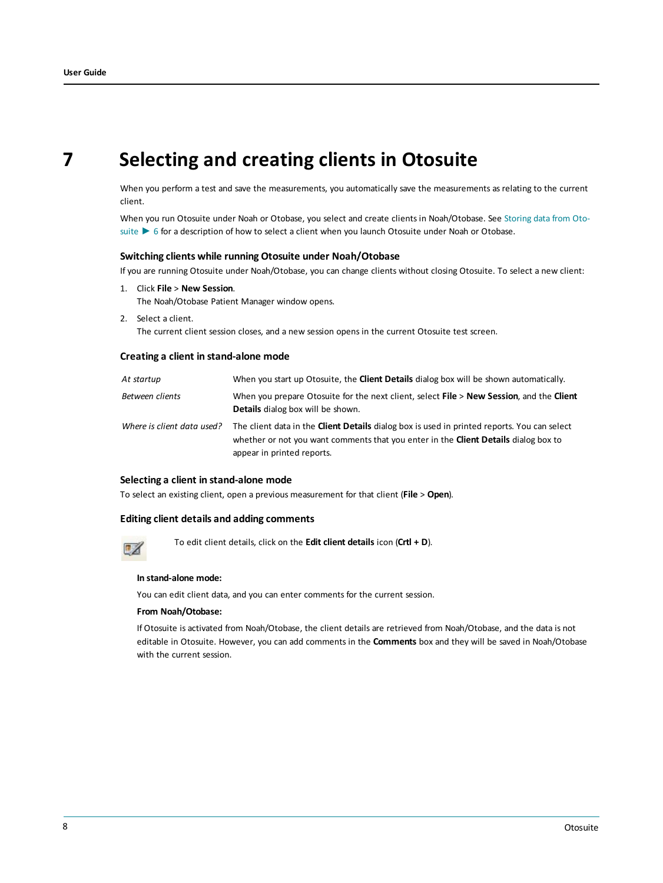# 7 Selecting and creating clients in Otosuite

When you perform a test and save the measurements, you automatically save the measurements as relating to the current client.

When you run Otosuite under Noah or Otobase, you select and create clients in Noah/Otobase. See Storing data from Otosuite ► 6 for a description of how to select a client when you launch Otosuite under Noah or Otobase.

### Switching clients while running Otosuite under Noah/Otobase

If you are running Otosuite under Noah/Otobase, you can change clients without closing Otosuite. To select a new client:

1. Click **File** > **New Session**.
   The Noah/Otobase Patient Manager window opens.
2. Select a client.
   The current client session closes, and a new session opens in the current Otosuite test screen.

### Creating a client in stand-alone mode

| | |
|---|---|
| *At startup* | When you start up Otosuite, the **Client Details** dialog box will be shown automatically. |
| *Between clients* | When you prepare Otosuite for the next client, select **File** > **New Session**, and the **Client Details** dialog box will be shown. |
| *Where is client data used?* | The client data in the **Client Details** dialog box is used in printed reports. You can select whether or not you want comments that you enter in the **Client Details** dialog box to appear in printed reports. |

### Selecting a client in stand-alone mode

To select an existing client, open a previous measurement for that client (**File** > **Open**).

### Editing client details and adding comments

To edit client details, click on the **Edit client details** icon (**Crtl + D**).

**In stand-alone mode:**

You can edit client data, and you can enter comments for the current session.

**From Noah/Otobase:**

If Otosuite is activated from Noah/Otobase, the client details are retrieved from Noah/Otobase, and the data is not editable in Otosuite. However, you can add comments in the **Comments** box and they will be saved in Noah/Otobase with the current session.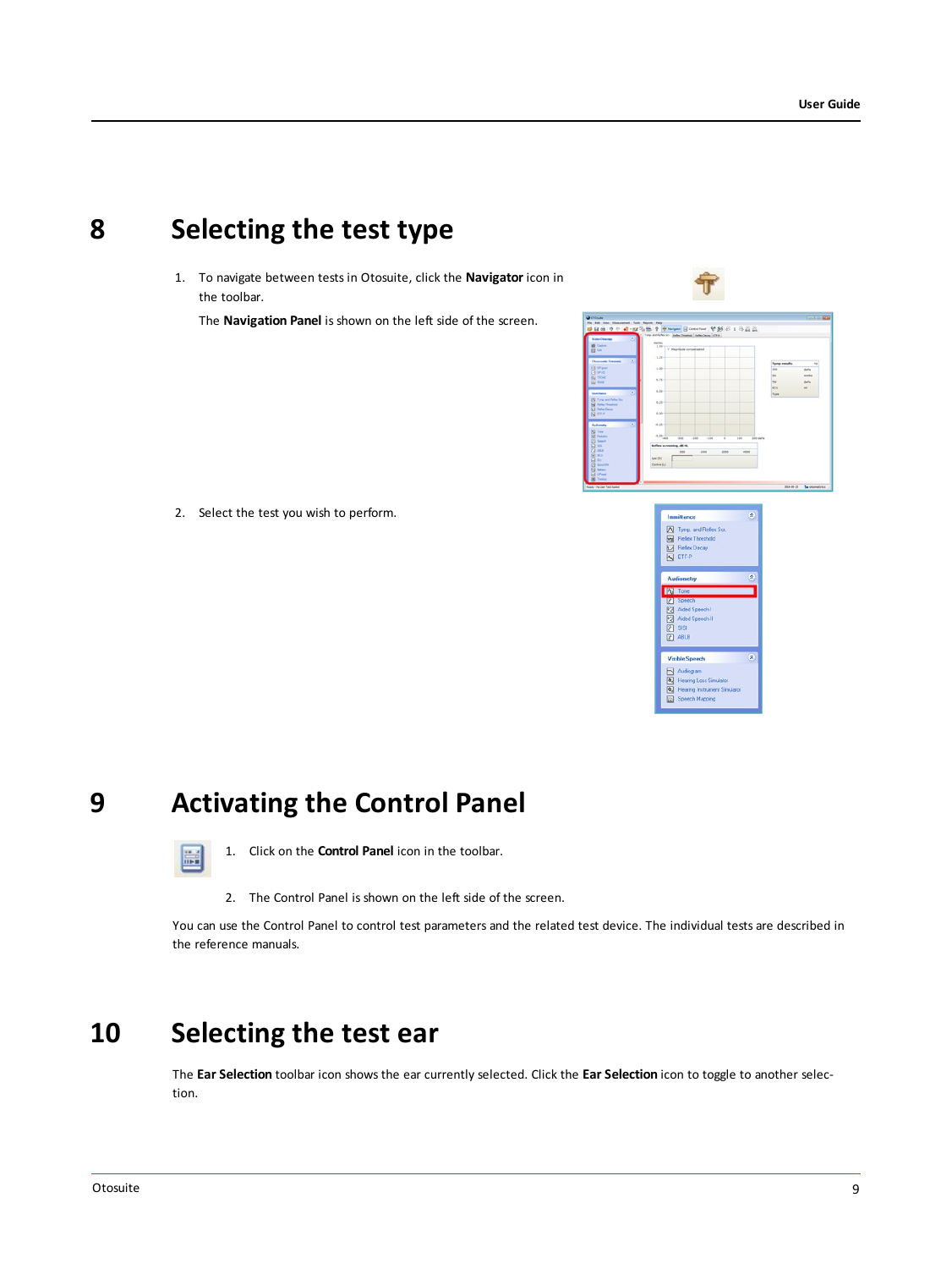# 8 Selecting the test type

1. To navigate between tests in Otosuite, click the **Navigator** icon in the toolbar.

   The **Navigation Panel** is shown on the left side of the screen.

2. Select the test you wish to perform.

# 9 Activating the Control Panel

1. Click on the **Control Panel** icon in the toolbar.

2. The Control Panel is shown on the left side of the screen.

You can use the Control Panel to control test parameters and the related test device. The individual tests are described in the reference manuals.

# 10 Selecting the test ear

The **Ear Selection** toolbar icon shows the ear currently selected. Click the **Ear Selection** icon to toggle to another selection.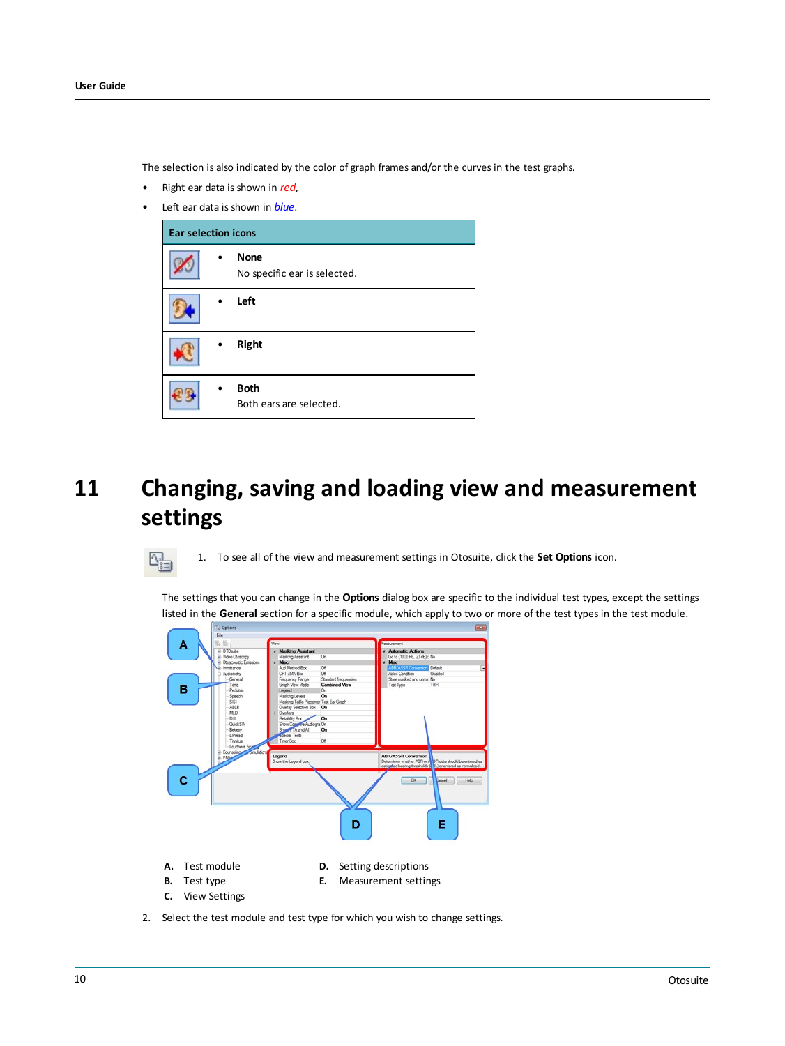The selection is also indicated by the color of graph frames and/or the curves in the test graphs.

- Right ear data is shown in *red*,
- Left ear data is shown in *blue*.

| Ear selection icons | |
|---|---|
| | • **None**<br>No specific ear is selected. |
| | • **Left** |
| | • **Right** |
| | • **Both**<br>Both ears are selected. |

# 11 Changing, saving and loading view and measurement settings

1. To see all of the view and measurement settings in Otosuite, click the **Set Options** icon.

The settings that you can change in the **Options** dialog box are specific to the individual test types, except the settings listed in the **General** section for a specific module, which apply to two or more of the test types in the test module.

A
B
C
D
E

**A.** Test module
**B.** Test type
**C.** View Settings
**D.** Setting descriptions
**E.** Measurement settings

2. Select the test module and test type for which you wish to change settings.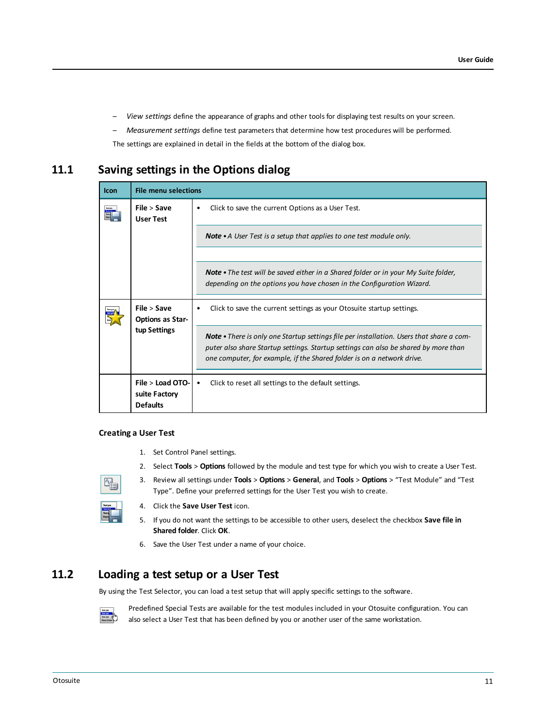– *View settings* define the appearance of graphs and other tools for displaying test results on your screen.

– *Measurement settings* define test parameters that determine how test procedures will be performed.

The settings are explained in detail in the fields at the bottom of the dialog box.

## 11.1 Saving settings in the Options dialog

| Icon | File menu selections | |
|---|---|---|
| | **File** > **Save User Test** | • Click to save the current Options as a User Test.<br><br>***Note*** • *A User Test is a setup that applies to one test module only.*<br><br>***Note*** • *The test will be saved either in a Shared folder or in your My Suite folder, depending on the options you have chosen in the Configuration Wizard.* |
| | **File** > **Save Options as Startup Settings** | • Click to save the current settings as your Otosuite startup settings.<br><br>***Note*** • *There is only one Startup settings file per installation. Users that share a computer also share Startup settings. Startup settings can also be shared by more than one computer, for example, if the Shared folder is on a network drive.* |
| | **File** > **Load OTOsuite Factory Defaults** | • Click to reset all settings to the default settings. |

### Creating a User Test

1. Set Control Panel settings.
2. Select **Tools** > **Options** followed by the module and test type for which you wish to create a User Test.
3. Review all settings under **Tools** > **Options** > **General**, and **Tools** > **Options** > "Test Module" and "Test Type". Define your preferred settings for the User Test you wish to create.
4. Click the **Save User Test** icon.
5. If you do not want the settings to be accessible to other users, deselect the checkbox **Save file in Shared folder**. Click **OK**.
6. Save the User Test under a name of your choice.

## 11.2 Loading a test setup or a User Test

By using the Test Selector, you can load a test setup that will apply specific settings to the software.

Predefined Special Tests are available for the test modules included in your Otosuite configuration. You can also select a User Test that has been defined by you or another user of the same workstation.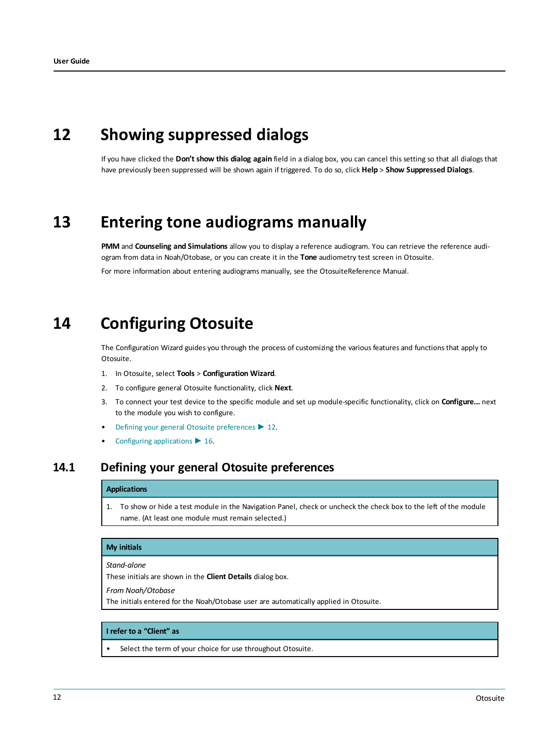# 12 Showing suppressed dialogs

If you have clicked the **Don't show this dialog again** field in a dialog box, you can cancel this setting so that all dialogs that have previously been suppressed will be shown again if triggered. To do so, click **Help** > **Show Suppressed Dialogs**.

# 13 Entering tone audiograms manually

**PMM** and **Counseling and Simulations** allow you to display a reference audiogram. You can retrieve the reference audiogram from data in Noah/Otobase, or you can create it in the **Tone** audiometry test screen in Otosuite.

For more information about entering audiograms manually, see the OtosuiteReference Manual.

# 14 Configuring Otosuite

The Configuration Wizard guides you through the process of customizing the various features and functions that apply to Otosuite.

1. In Otosuite, select **Tools** > **Configuration Wizard**.
2. To configure general Otosuite functionality, click **Next**.
3. To connect your test device to the specific module and set up module-specific functionality, click on **Configure...** next to the module you wish to configure.

- Defining your general Otosuite preferences ▶ 12.
- Configuring applications ▶ 16.

## 14.1 Defining your general Otosuite preferences

| Applications |
| --- |
| 1. To show or hide a test module in the Navigation Panel, check or uncheck the check box to the left of the module name. (At least one module must remain selected.) |

| My initials |
| --- |
| *Stand-alone*<br>These initials are shown in the **Client Details** dialog box.<br>*From Noah/Otobase*<br>The initials entered for the Noah/Otobase user are automatically applied in Otosuite. |

| I refer to a “Client” as |
| --- |
| • Select the term of your choice for use throughout Otosuite. |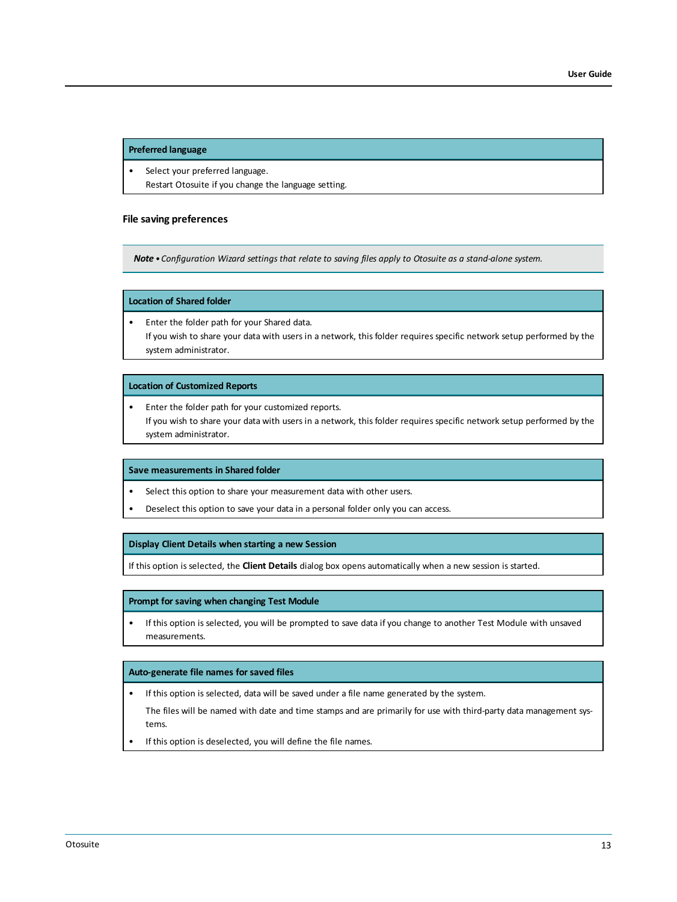| Preferred language |
|---|
| • Select your preferred language.<br>Restart Otosuite if you change the language setting. |

### File saving preferences

***Note*** *• Configuration Wizard settings that relate to saving files apply to Otosuite as a stand-alone system.*

| Location of Shared folder |
|---|
| • Enter the folder path for your Shared data.<br>If you wish to share your data with users in a network, this folder requires specific network setup performed by the system administrator. |

| Location of Customized Reports |
|---|
| • Enter the folder path for your customized reports.<br>If you wish to share your data with users in a network, this folder requires specific network setup performed by the system administrator. |

| Save measurements in Shared folder |
|---|
| • Select this option to share your measurement data with other users.<br>• Deselect this option to save your data in a personal folder only you can access. |

| Display Client Details when starting a new Session |
|---|
| If this option is selected, the **Client Details** dialog box opens automatically when a new session is started. |

| Prompt for saving when changing Test Module |
|---|
| • If this option is selected, you will be prompted to save data if you change to another Test Module with unsaved measurements. |

| Auto-generate file names for saved files |
|---|
| • If this option is selected, data will be saved under a file name generated by the system.<br>The files will be named with date and time stamps and are primarily for use with third-party data management systems.<br>• If this option is deselected, you will define the file names. |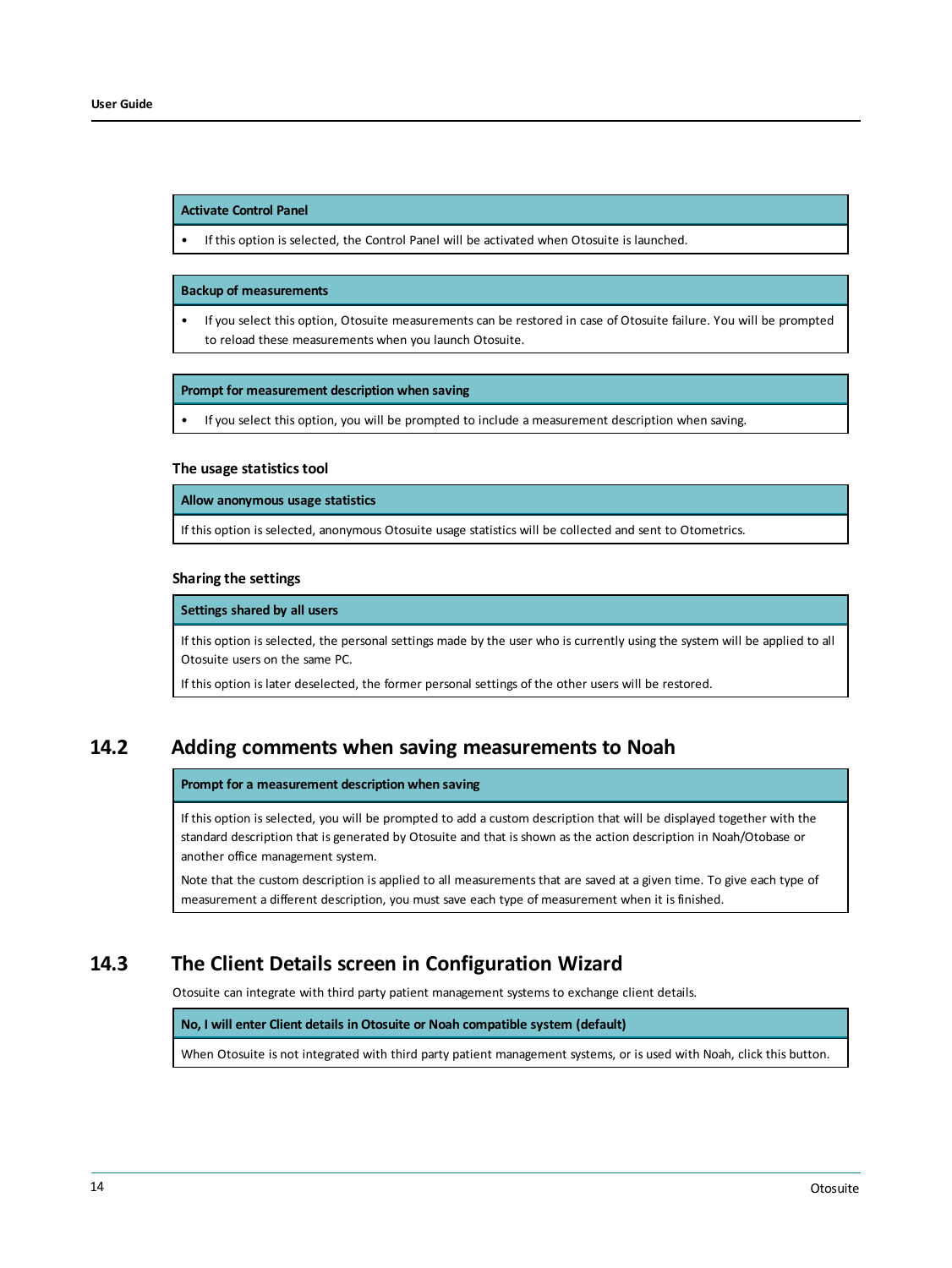| Activate Control Panel |
| --- |
| • If this option is selected, the Control Panel will be activated when Otosuite is launched. |

| Backup of measurements |
| --- |
| • If you select this option, Otosuite measurements can be restored in case of Otosuite failure. You will be prompted to reload these measurements when you launch Otosuite. |

| Prompt for measurement description when saving |
| --- |
| • If you select this option, you will be prompted to include a measurement description when saving. |

#### The usage statistics tool

| Allow anonymous usage statistics |
| --- |
| If this option is selected, anonymous Otosuite usage statistics will be collected and sent to Otometrics. |

#### Sharing the settings

| Settings shared by all users |
| --- |
| If this option is selected, the personal settings made by the user who is currently using the system will be applied to all Otosuite users on the same PC.<br>If this option is later deselected, the former personal settings of the other users will be restored. |

## 14.2 Adding comments when saving measurements to Noah

| Prompt for a measurement description when saving |
| --- |
| If this option is selected, you will be prompted to add a custom description that will be displayed together with the standard description that is generated by Otosuite and that is shown as the action description in Noah/Otobase or another office management system.<br>Note that the custom description is applied to all measurements that are saved at a given time. To give each type of measurement a different description, you must save each type of measurement when it is finished. |

## 14.3 The Client Details screen in Configuration Wizard

Otosuite can integrate with third party patient management systems to exchange client details.

| No, I will enter Client details in Otosuite or Noah compatible system (default) |
| --- |
| When Otosuite is not integrated with third party patient management systems, or is used with Noah, click this button. |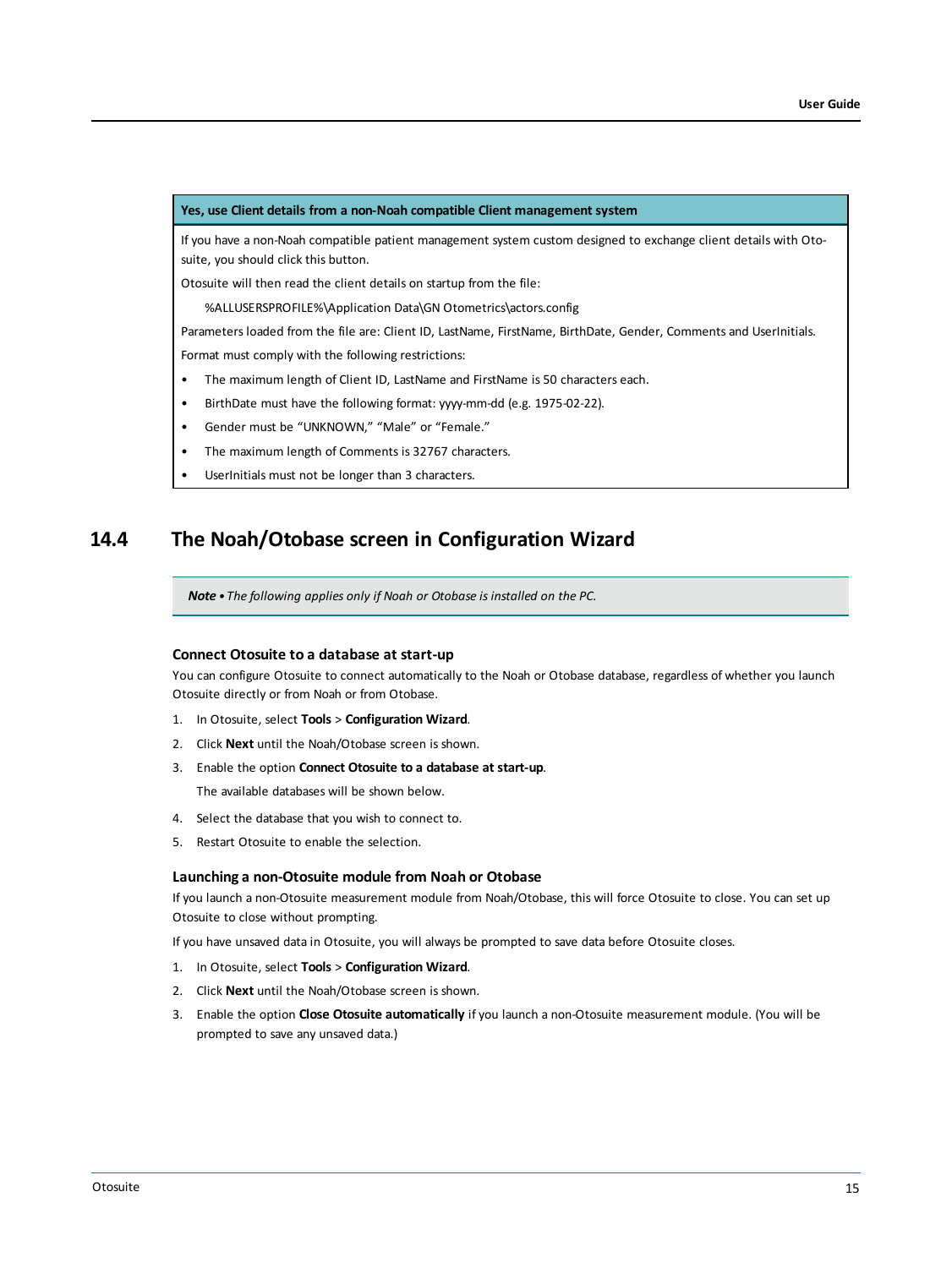**Yes, use Client details from a non-Noah compatible Client management system**

If you have a non-Noah compatible patient management system custom designed to exchange client details with Otosuite, you should click this button.

Otosuite will then read the client details on startup from the file:

%ALLUSERSPROFILE%\Application Data\GN Otometrics\actors.config

Parameters loaded from the file are: Client ID, LastName, FirstName, BirthDate, Gender, Comments and UserInitials.

Format must comply with the following restrictions:

- The maximum length of Client ID, LastName and FirstName is 50 characters each.
- BirthDate must have the following format: yyyy-mm-dd (e.g. 1975-02-22).
- Gender must be “UNKNOWN,” “Male” or “Female.”
- The maximum length of Comments is 32767 characters.
- UserInitials must not be longer than 3 characters.

## 14.4 The Noah/Otobase screen in Configuration Wizard

***Note** • The following applies only if Noah or Otobase is installed on the PC.*

### Connect Otosuite to a database at start-up

You can configure Otosuite to connect automatically to the Noah or Otobase database, regardless of whether you launch Otosuite directly or from Noah or from Otobase.

1. In Otosuite, select **Tools** > **Configuration Wizard**.
2. Click **Next** until the Noah/Otobase screen is shown.
3. Enable the option **Connect Otosuite to a database at start-up**.

   The available databases will be shown below.
4. Select the database that you wish to connect to.
5. Restart Otosuite to enable the selection.

### Launching a non-Otosuite module from Noah or Otobase

If you launch a non-Otosuite measurement module from Noah/Otobase, this will force Otosuite to close. You can set up Otosuite to close without prompting.

If you have unsaved data in Otosuite, you will always be prompted to save data before Otosuite closes.

1. In Otosuite, select **Tools** > **Configuration Wizard**.
2. Click **Next** until the Noah/Otobase screen is shown.
3. Enable the option **Close Otosuite automatically** if you launch a non-Otosuite measurement module. (You will be prompted to save any unsaved data.)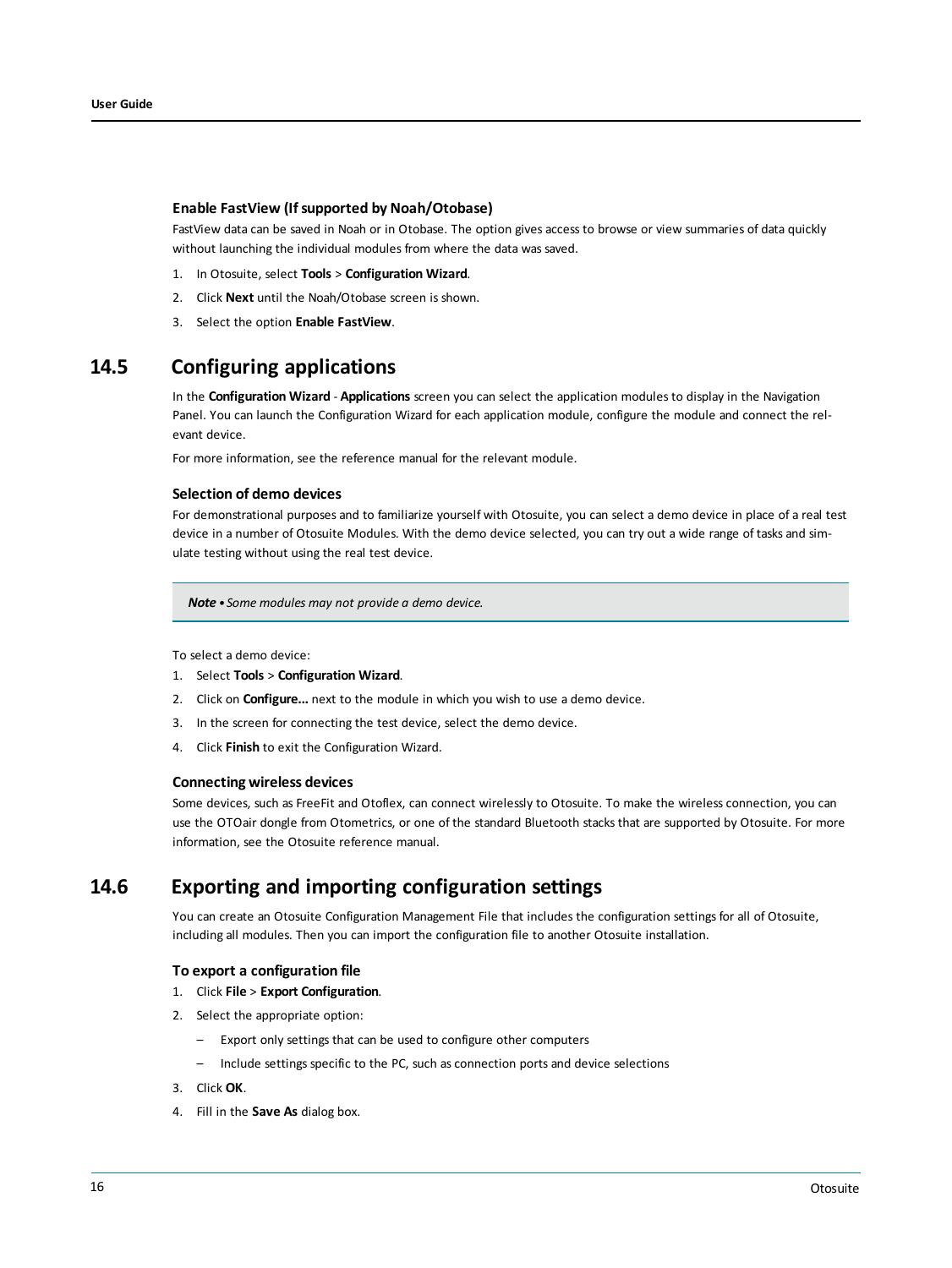### Enable FastView (If supported by Noah/Otobase)

FastView data can be saved in Noah or in Otobase. The option gives access to browse or view summaries of data quickly without launching the individual modules from where the data was saved.

1. In Otosuite, select **Tools** > **Configuration Wizard**.
2. Click **Next** until the Noah/Otobase screen is shown.
3. Select the option **Enable FastView**.

## 14.5 Configuring applications

In the **Configuration Wizard** - **Applications** screen you can select the application modules to display in the Navigation Panel. You can launch the Configuration Wizard for each application module, configure the module and connect the relevant device.

For more information, see the reference manual for the relevant module.

### Selection of demo devices

For demonstrational purposes and to familiarize yourself with Otosuite, you can select a demo device in place of a real test device in a number of Otosuite Modules. With the demo device selected, you can try out a wide range of tasks and simulate testing without using the real test device.

> ***Note •*** *Some modules may not provide a demo device.*

To select a demo device:

1. Select **Tools** > **Configuration Wizard**.
2. Click on **Configure...** next to the module in which you wish to use a demo device.
3. In the screen for connecting the test device, select the demo device.
4. Click **Finish** to exit the Configuration Wizard.

### Connecting wireless devices

Some devices, such as FreeFit and Otoflex, can connect wirelessly to Otosuite. To make the wireless connection, you can use the OTOair dongle from Otometrics, or one of the standard Bluetooth stacks that are supported by Otosuite. For more information, see the Otosuite reference manual.

## 14.6 Exporting and importing configuration settings

You can create an Otosuite Configuration Management File that includes the configuration settings for all of Otosuite, including all modules. Then you can import the configuration file to another Otosuite installation.

### To export a configuration file

1. Click **File** > **Export Configuration**.
2. Select the appropriate option:
   - Export only settings that can be used to configure other computers
   - Include settings specific to the PC, such as connection ports and device selections
3. Click **OK**.
4. Fill in the **Save As** dialog box.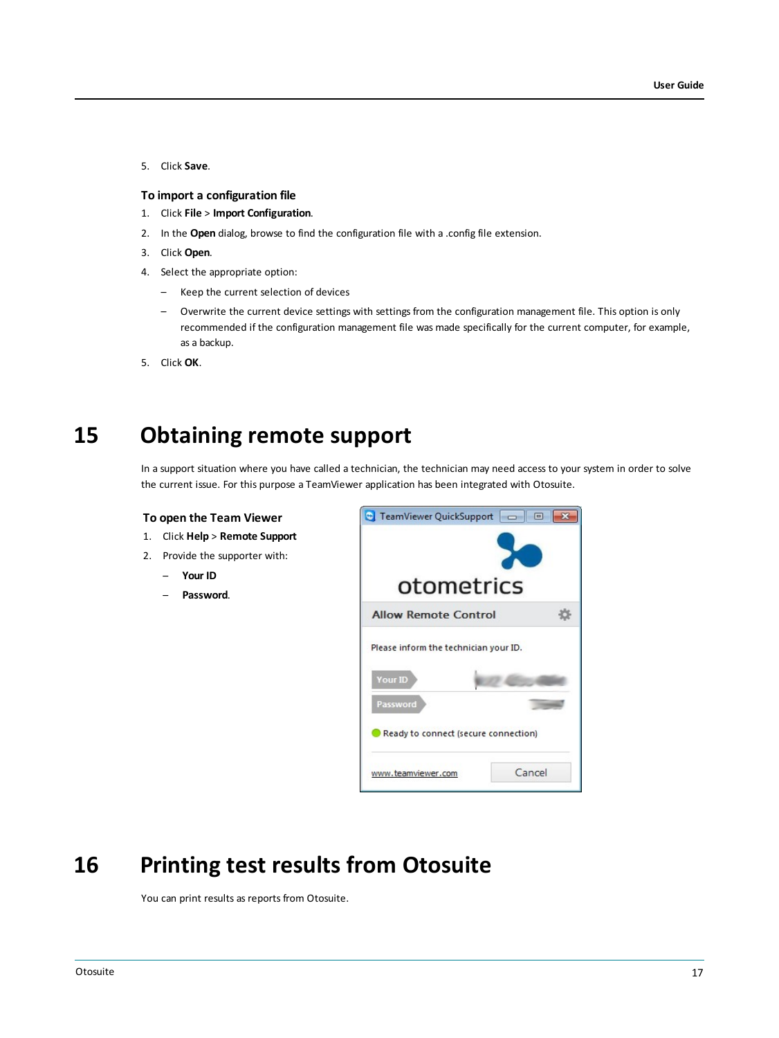5. Click **Save**.

### To import a configuration file

1. Click **File** > **Import Configuration**.
2. In the **Open** dialog, browse to find the configuration file with a .config file extension.
3. Click **Open**.
4. Select the appropriate option:
   - Keep the current selection of devices
   - Overwrite the current device settings with settings from the configuration management file. This option is only recommended if the configuration management file was made specifically for the current computer, for example, as a backup.
5. Click **OK**.

# 15 Obtaining remote support

In a support situation where you have called a technician, the technician may need access to your system in order to solve the current issue. For this purpose a TeamViewer application has been integrated with Otosuite.

### To open the Team Viewer

1. Click **Help** > **Remote Support**
2. Provide the supporter with:
   - **Your ID**
   - **Password**.

# 16 Printing test results from Otosuite

You can print results as reports from Otosuite.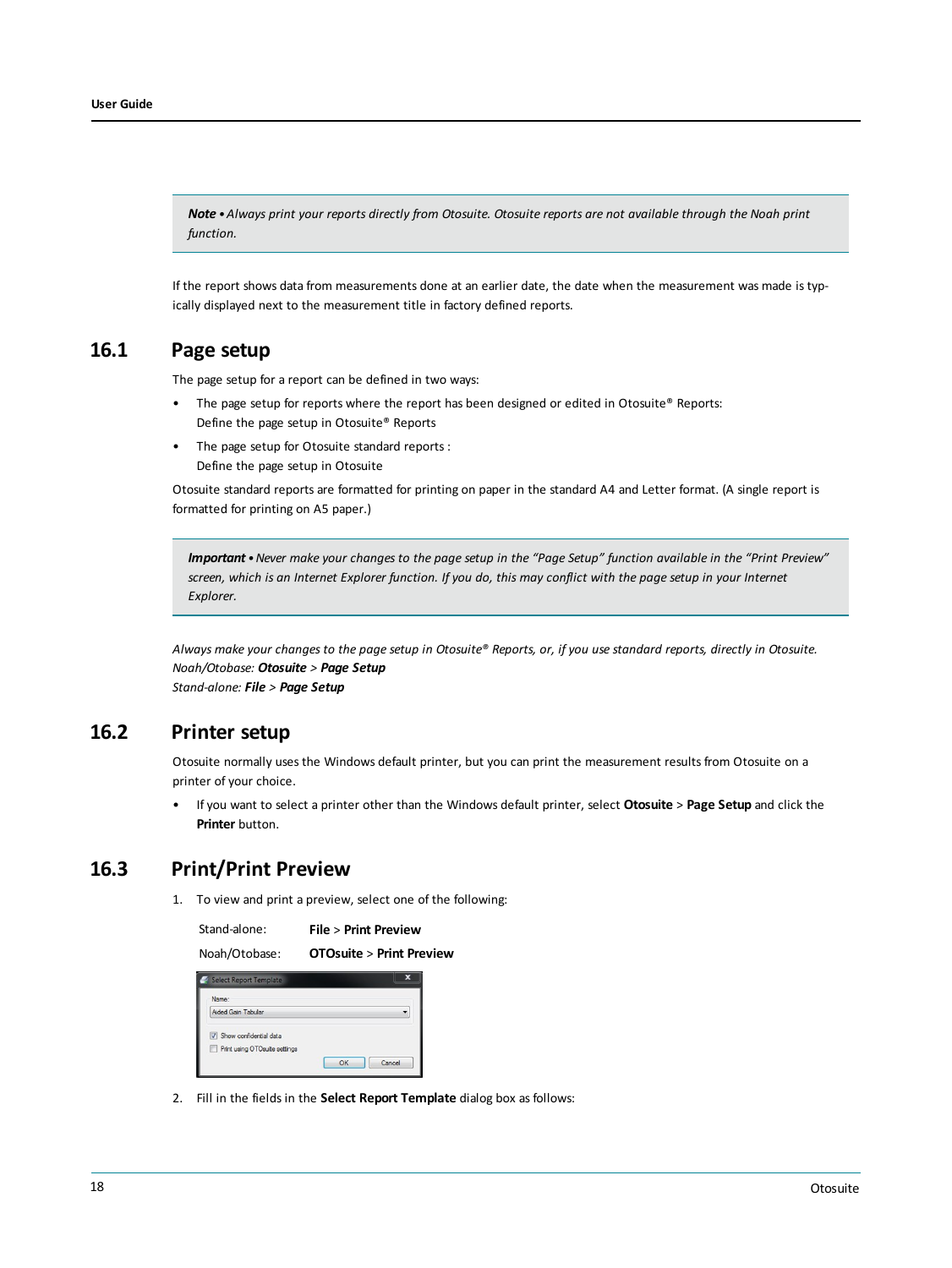> ***Note •** Always print your reports directly from Otosuite. Otosuite reports are not available through the Noah print function.*

If the report shows data from measurements done at an earlier date, the date when the measurement was made is typically displayed next to the measurement title in factory defined reports.

## 16.1 Page setup

The page setup for a report can be defined in two ways:

- The page setup for reports where the report has been designed or edited in Otosuite® Reports:
  Define the page setup in Otosuite® Reports
- The page setup for Otosuite standard reports :
  Define the page setup in Otosuite

Otosuite standard reports are formatted for printing on paper in the standard A4 and Letter format. (A single report is formatted for printing on A5 paper.)

> ***Important •** Never make your changes to the page setup in the "Page Setup" function available in the "Print Preview" screen, which is an Internet Explorer function. If you do, this may conflict with the page setup in your Internet Explorer.*

*Always make your changes to the page setup in Otosuite® Reports, or, if you use standard reports, directly in Otosuite.*
*Noah/Otobase: **Otosuite** > **Page Setup***
*Stand-alone: **File** > **Page Setup***

## 16.2 Printer setup

Otosuite normally uses the Windows default printer, but you can print the measurement results from Otosuite on a printer of your choice.

- If you want to select a printer other than the Windows default printer, select **Otosuite** > **Page Setup** and click the **Printer** button.

## 16.3 Print/Print Preview

1. To view and print a preview, select one of the following:

   Stand-alone: **File** > **Print Preview**
   Noah/Otobase: **OTOsuite** > **Print Preview**

   Select Report Template
   Name:
   Aided Gain Tabular
   Show confidential data
   Print using OTOsuite settings
   OK Cancel

2. Fill in the fields in the **Select Report Template** dialog box as follows: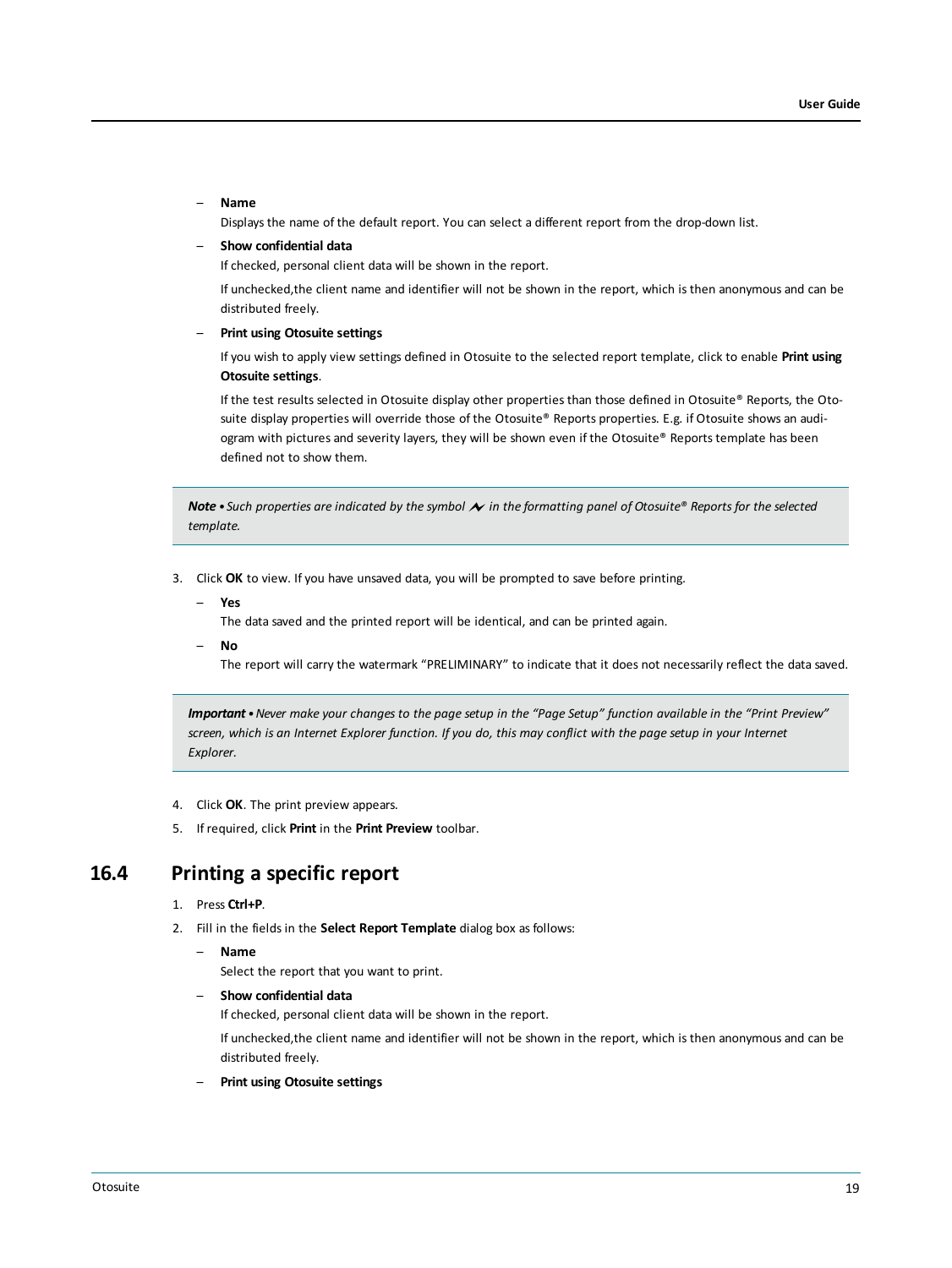- **Name**

  Displays the name of the default report. You can select a different report from the drop-down list.

- **Show confidential data**

  If checked, personal client data will be shown in the report.

  If unchecked,the client name and identifier will not be shown in the report, which is then anonymous and can be distributed freely.

- **Print using Otosuite settings**

  If you wish to apply view settings defined in Otosuite to the selected report template, click to enable **Print using Otosuite settings**.

  If the test results selected in Otosuite display other properties than those defined in Otosuite® Reports, the Otosuite display properties will override those of the Otosuite® Reports properties. E.g. if Otosuite shows an audiogram with pictures and severity layers, they will be shown even if the Otosuite® Reports template has been defined not to show them.

> ***Note** • Such properties are indicated by the symbol ⩘ in the formatting panel of Otosuite® Reports for the selected template.*

3. Click **OK** to view. If you have unsaved data, you will be prompted to save before printing.

   - **Yes**

     The data saved and the printed report will be identical, and can be printed again.

   - **No**

     The report will carry the watermark “PRELIMINARY” to indicate that it does not necessarily reflect the data saved.

> ***Important** • Never make your changes to the page setup in the “Page Setup” function available in the “Print Preview” screen, which is an Internet Explorer function. If you do, this may conflict with the page setup in your Internet Explorer.*

4. Click **OK**. The print preview appears.
5. If required, click **Print** in the **Print Preview** toolbar.

## 16.4 Printing a specific report

1. Press **Ctrl+P**.
2. Fill in the fields in the **Select Report Template** dialog box as follows:

   - **Name**

     Select the report that you want to print.

   - **Show confidential data**

     If checked, personal client data will be shown in the report.

     If unchecked,the client name and identifier will not be shown in the report, which is then anonymous and can be distributed freely.

   - **Print using Otosuite settings**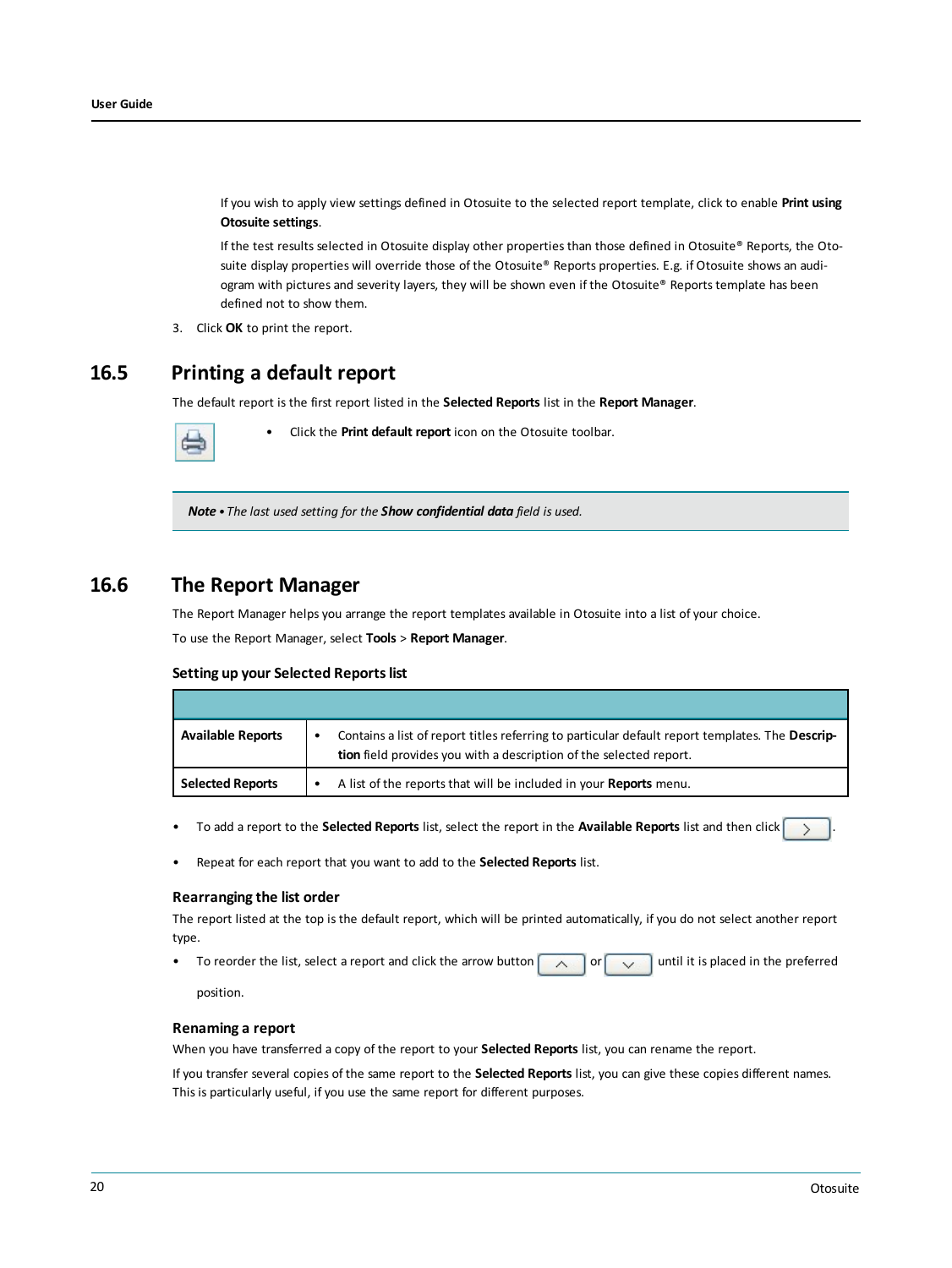If you wish to apply view settings defined in Otosuite to the selected report template, click to enable **Print using Otosuite settings**.

If the test results selected in Otosuite display other properties than those defined in Otosuite® Reports, the Otosuite display properties will override those of the Otosuite® Reports properties. E.g. if Otosuite shows an audiogram with pictures and severity layers, they will be shown even if the Otosuite® Reports template has been defined not to show them.

3. Click **OK** to print the report.

## 16.5 Printing a default report

The default report is the first report listed in the **Selected Reports** list in the **Report Manager**.

- Click the **Print default report** icon on the Otosuite toolbar.

> ***Note*** • *The last used setting for the* ***Show confidential data*** *field is used.*

## 16.6 The Report Manager

The Report Manager helps you arrange the report templates available in Otosuite into a list of your choice.

To use the Report Manager, select **Tools** > **Report Manager**.

### Setting up your Selected Reports list

| | |
|---|---|
| **Available Reports** | • Contains a list of report titles referring to particular default report templates. The **Description** field provides you with a description of the selected report. |
| **Selected Reports** | • A list of the reports that will be included in your **Reports** menu. |

- To add a report to the **Selected Reports** list, select the report in the **Available Reports** list and then click [ > ].
- Repeat for each report that you want to add to the **Selected Reports** list.

### Rearranging the list order

The report listed at the top is the default report, which will be printed automatically, if you do not select another report type.

- To reorder the list, select a report and click the arrow button [ ^ ] or [ v ] until it is placed in the preferred position.

### Renaming a report

When you have transferred a copy of the report to your **Selected Reports** list, you can rename the report.

If you transfer several copies of the same report to the **Selected Reports** list, you can give these copies different names. This is particularly useful, if you use the same report for different purposes.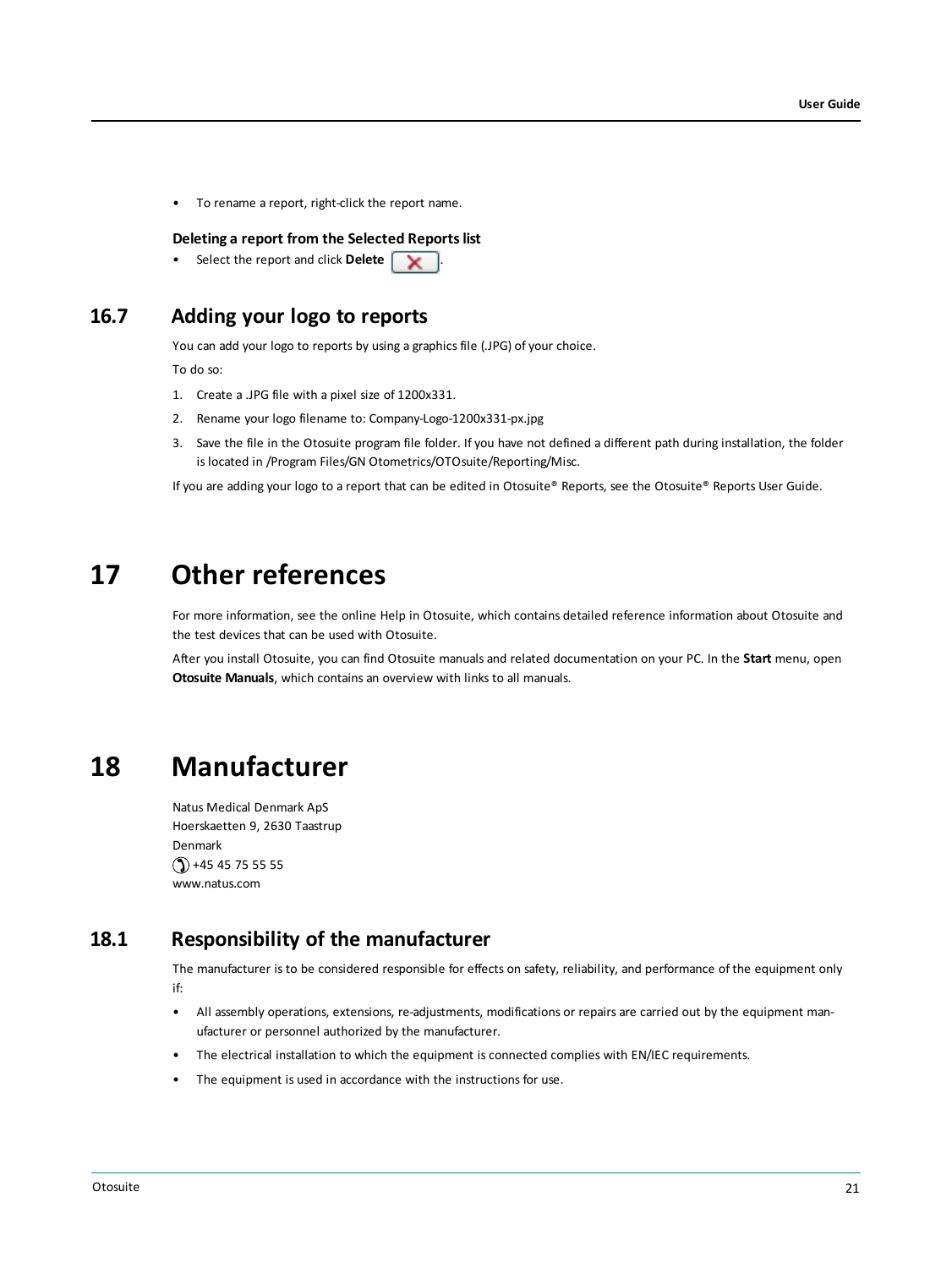- To rename a report, right-click the report name.

**Deleting a report from the Selected Reports list**

- Select the report and click **Delete** .

## 16.7 Adding your logo to reports

You can add your logo to reports by using a graphics file (.JPG) of your choice.

To do so:

1. Create a .JPG file with a pixel size of 1200x331.
2. Rename your logo filename to: Company-Logo-1200x331-px.jpg
3. Save the file in the Otosuite program file folder. If you have not defined a different path during installation, the folder is located in /Program Files/GN Otometrics/OTOsuite/Reporting/Misc.

If you are adding your logo to a report that can be edited in Otosuite® Reports, see the Otosuite® Reports User Guide.

# 17 Other references

For more information, see the online Help in Otosuite, which contains detailed reference information about Otosuite and the test devices that can be used with Otosuite.

After you install Otosuite, you can find Otosuite manuals and related documentation on your PC. In the **Start** menu, open **Otosuite Manuals**, which contains an overview with links to all manuals.

# 18 Manufacturer

Natus Medical Denmark ApS
Hoerskaetten 9, 2630 Taastrup
Denmark
+45 45 75 55 55
www.natus.com

## 18.1 Responsibility of the manufacturer

The manufacturer is to be considered responsible for effects on safety, reliability, and performance of the equipment only if:

- All assembly operations, extensions, re-adjustments, modifications or repairs are carried out by the equipment manufacturer or personnel authorized by the manufacturer.
- The electrical installation to which the equipment is connected complies with EN/IEC requirements.
- The equipment is used in accordance with the instructions for use.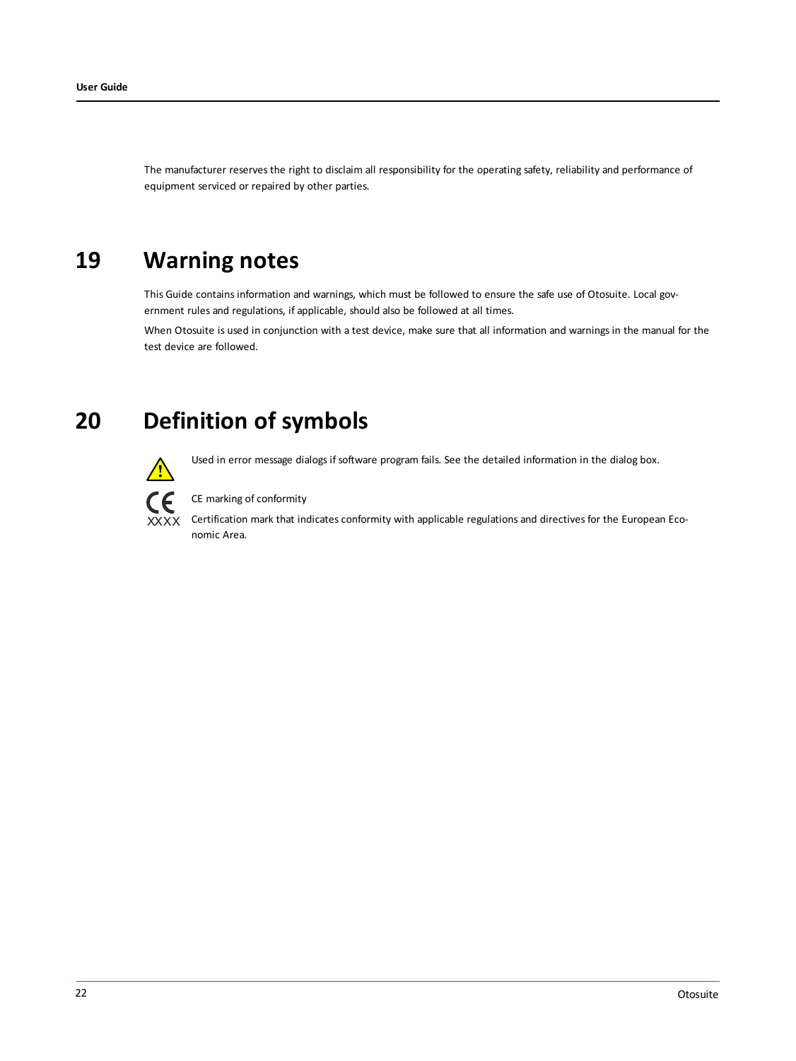The manufacturer reserves the right to disclaim all responsibility for the operating safety, reliability and performance of equipment serviced or repaired by other parties.

# 19 Warning notes

This Guide contains information and warnings, which must be followed to ensure the safe use of Otosuite. Local government rules and regulations, if applicable, should also be followed at all times.

When Otosuite is used in conjunction with a test device, make sure that all information and warnings in the manual for the test device are followed.

# 20 Definition of symbols

| | |
|---|---|
| ⚠ | Used in error message dialogs if software program fails. See the detailed information in the dialog box. |
| CE XXXX | CE marking of conformity<br>Certification mark that indicates conformity with applicable regulations and directives for the European Economic Area. |